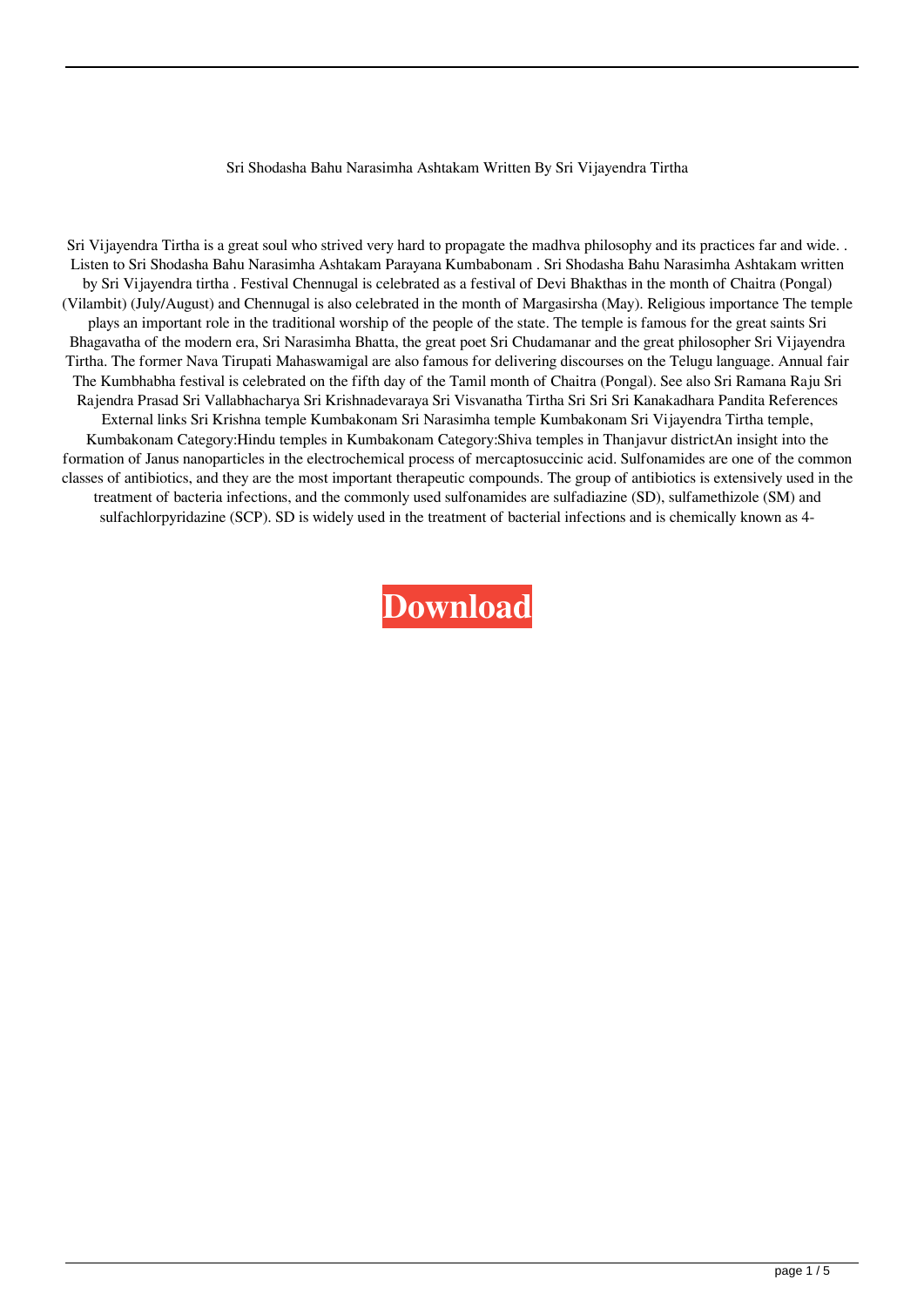Sri Shodasha Bahu Narasimha Ashtakam Written By Sri Vijayendra Tirtha

Sri Vijayendra Tirtha is a great soul who strived very hard to propagate the madhva philosophy and its practices far and wide. . Listen to Sri Shodasha Bahu Narasimha Ashtakam Parayana Kumbabonam . Sri Shodasha Bahu Narasimha Ashtakam written by Sri Vijayendra tirtha . Festival Chennugal is celebrated as a festival of Devi Bhakthas in the month of Chaitra (Pongal) (Vilambit) (July/August) and Chennugal is also celebrated in the month of Margasirsha (May). Religious importance The temple plays an important role in the traditional worship of the people of the state. The temple is famous for the great saints Sri Bhagavatha of the modern era, Sri Narasimha Bhatta, the great poet Sri Chudamanar and the great philosopher Sri Vijayendra Tirtha. The former Nava Tirupati Mahaswamigal are also famous for delivering discourses on the Telugu language. Annual fair The Kumbhabha festival is celebrated on the fifth day of the Tamil month of Chaitra (Pongal). See also Sri Ramana Raju Sri Rajendra Prasad Sri Vallabhacharya Sri Krishnadevaraya Sri Visvanatha Tirtha Sri Sri Sri Kanakadhara Pandita References External links Sri Krishna temple Kumbakonam Sri Narasimha temple Kumbakonam Sri Vijayendra Tirtha temple, Kumbakonam Category:Hindu temples in Kumbakonam Category:Shiva temples in Thanjavur districtAn insight into the formation of Janus nanoparticles in the electrochemical process of mercaptosuccinic acid. Sulfonamides are one of the common classes of antibiotics, and they are the most important therapeutic compounds. The group of antibiotics is extensively used in the treatment of bacteria infections, and the commonly used sulfonamides are sulfadiazine (SD), sulfamethizole (SM) and sulfachlorpyridazine (SCP). SD is widely used in the treatment of bacterial infections and is chemically known as 4-

**Download**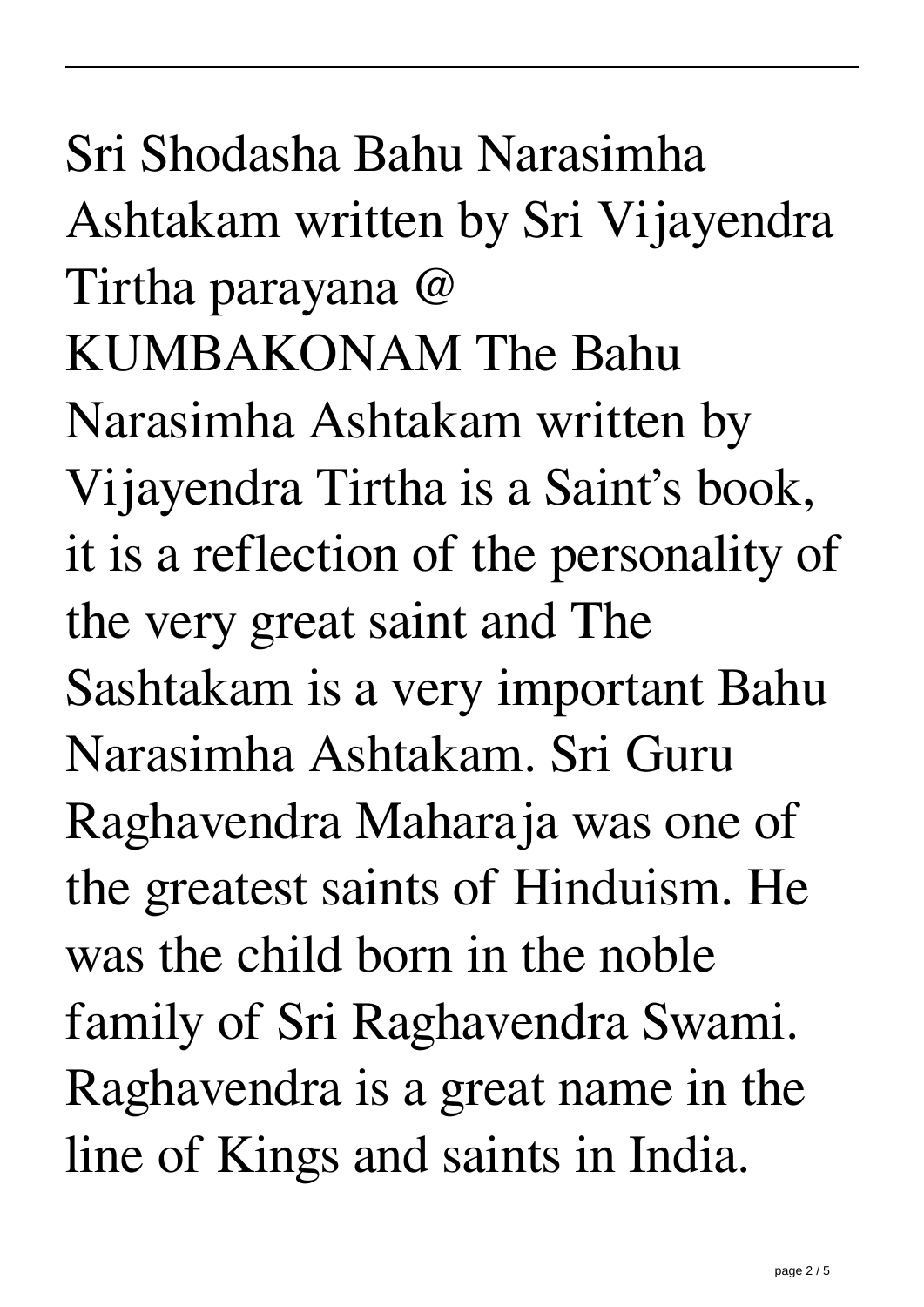Sri Shodasha Bahu Narasimha Ashtakam written by Sri Vijayendra Tirtha parayana @ KUMBAKONAM The Bahu Narasimha Ashtakam written by Vijayendra Tirtha is a Saint's book, it is a reflection of the personality of the very great saint and The Sashtakam is a very important Bahu Narasimha Ashtakam. Sri Guru Raghavendra Maharaja was one of the greatest saints of Hinduism. He was the child born in the noble family of Sri Raghavendra Swami. Raghavendra is a great name in the line of Kings and saints in India.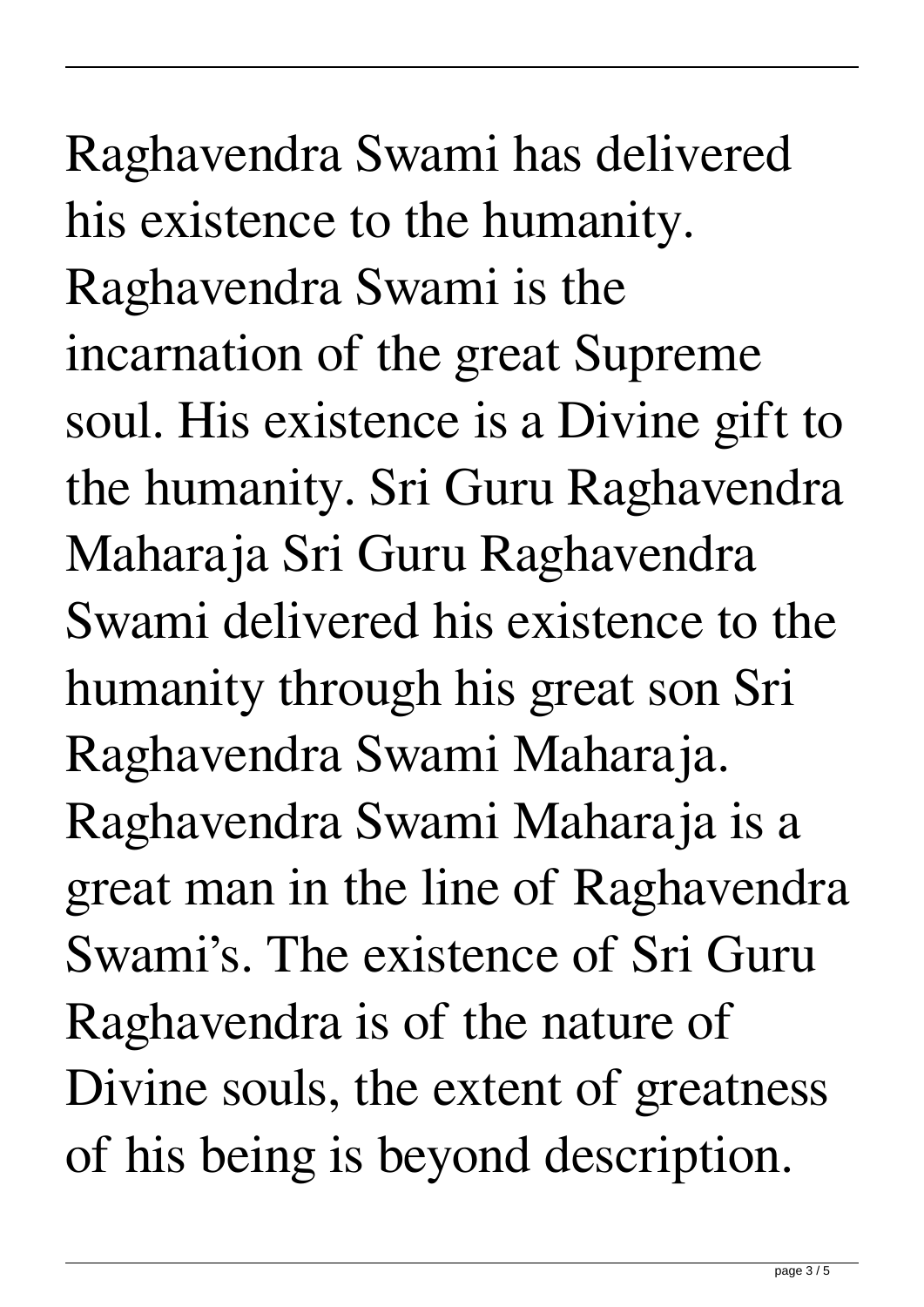Raghavendra Swami has delivered his existence to the humanity. Raghavendra Swami is the incarnation of the great Supreme soul. His existence is a Divine gift to the humanity. Sri Guru Raghavendra Maharaja Sri Guru Raghavendra Swami delivered his existence to the humanity through his great son Sri Raghavendra Swami Maharaja. Raghavendra Swami Maharaja is a great man in the line of Raghavendra Swami's. The existence of Sri Guru Raghavendra is of the nature of Divine souls, the extent of greatness of his being is beyond description.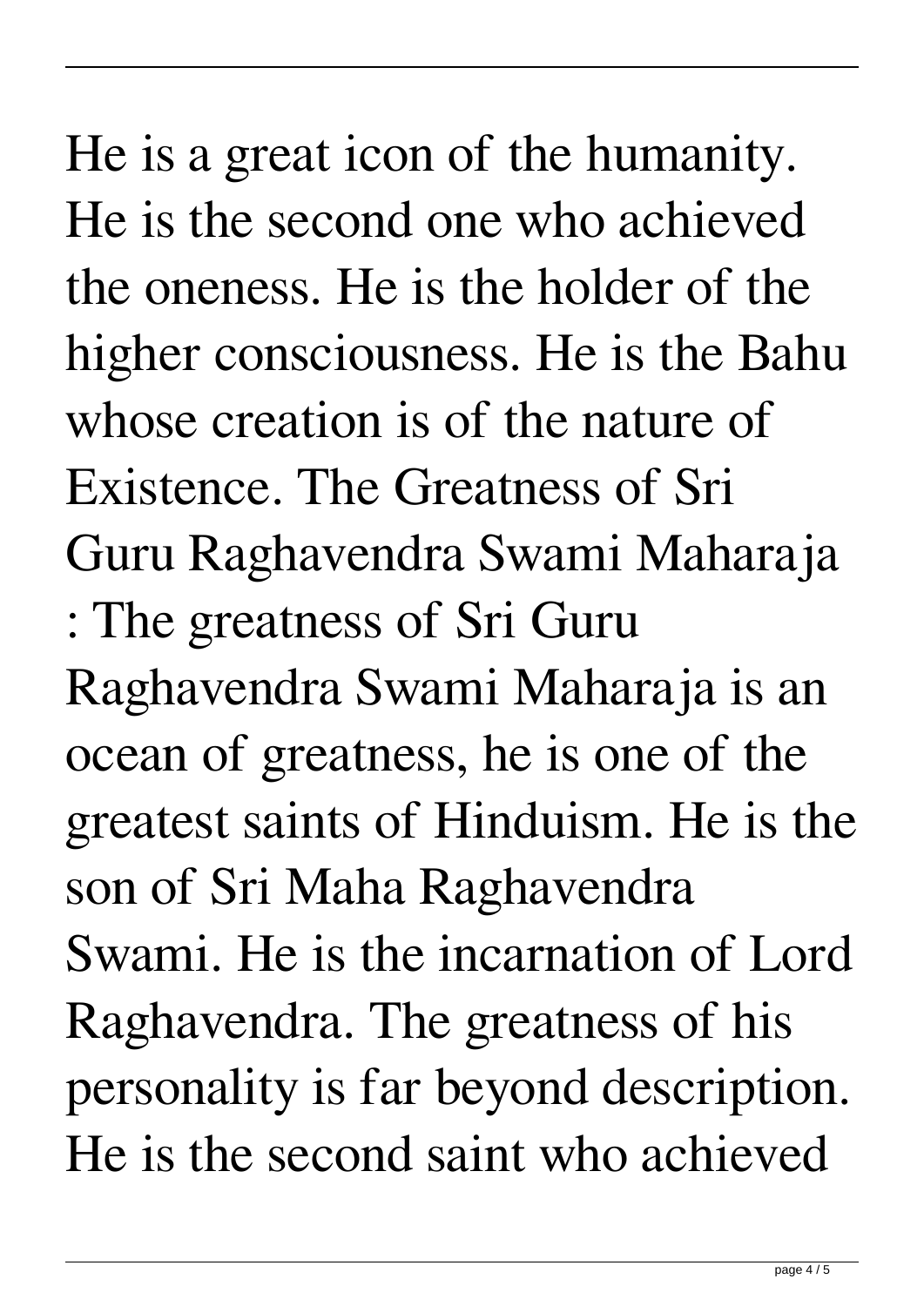He is a great icon of the humanity. He is the second one who achieved the oneness. He is the holder of the higher consciousness. He is the Bahu whose creation is of the nature of Existence. The Greatness of Sri Guru Raghavendra Swami Maharaja : The greatness of Sri Guru Raghavendra Swami Maharaja is an ocean of greatness, he is one of the greatest saints of Hinduism. He is the son of Sri Maha Raghavendra Swami. He is the incarnation of Lord Raghavendra. The greatness of his personality is far beyond description. He is the second saint who achieved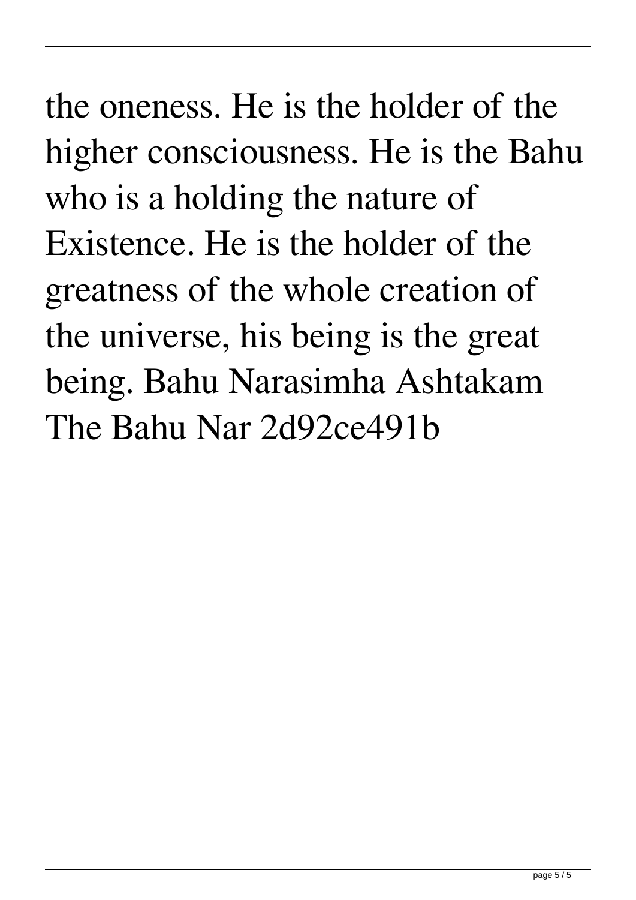the oneness. He is the holder of the higher consciousness. He is the Bahu who is a holding the nature of Existence. He is the holder of the greatness of the whole creation of the universe, his being is the great being. Bahu Narasimha Ashtakam The Bahu Nar 2d92ce491b